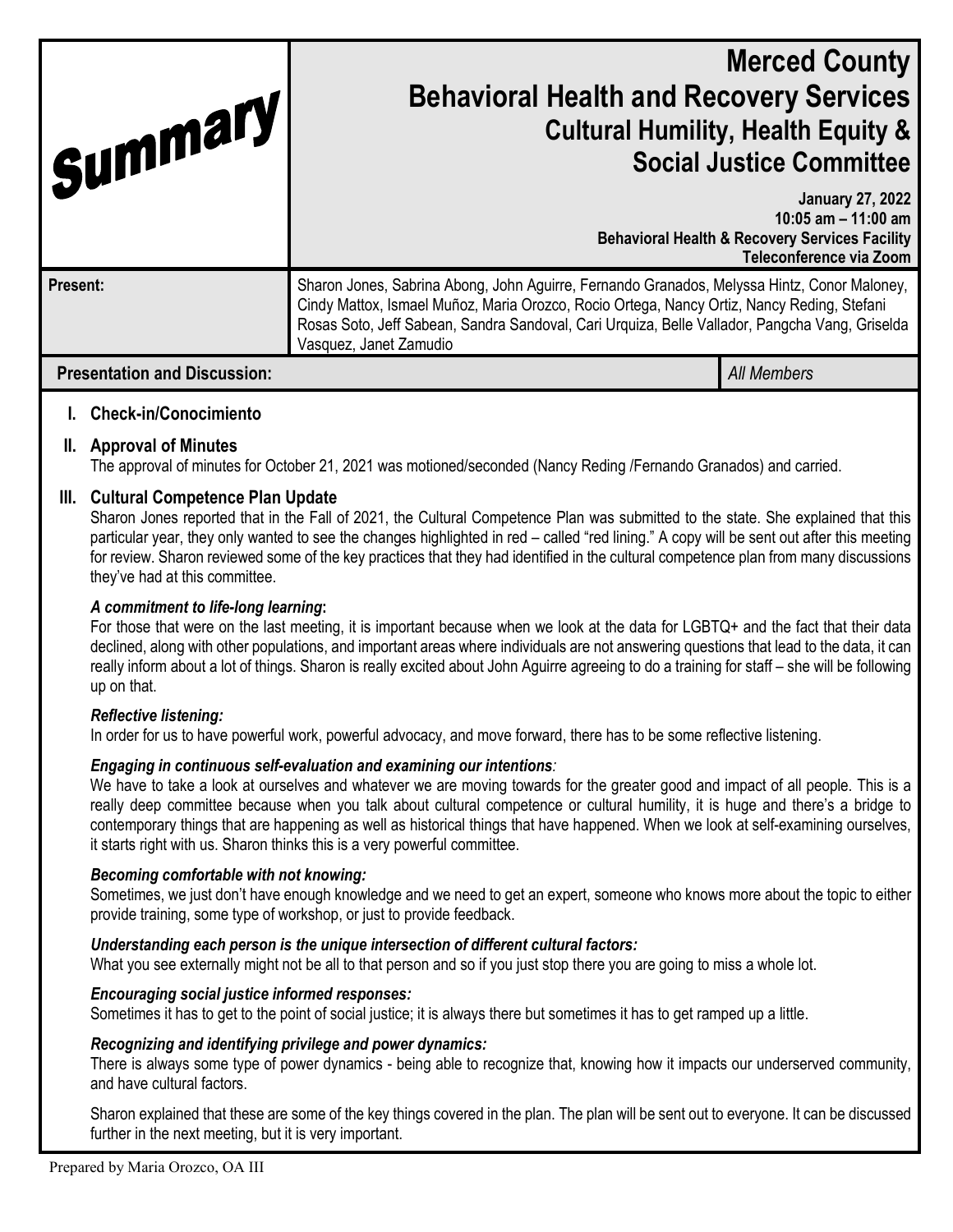Summary

# Merced County
## Behavioral Health and Recovery Services
### Cultural Humility, Health Equity & Social Justice Committee

**January 27, 2022**
**10:05 am – 11:00 am**
**Behavioral Health & Recovery Services Facility**
**Teleconference via Zoom**

| | |
|---|---|
| **Present:** | Sharon Jones, Sabrina Abong, John Aguirre, Fernando Granados, Melyssa Hintz, Conor Maloney, Cindy Mattox, Ismael Muñoz, Maria Orozco, Rocio Ortega, Nancy Ortiz, Nancy Reding, Stefani Rosas Soto, Jeff Sabean, Sandra Sandoval, Cari Urquiza, Belle Vallador, Pangcha Vang, Griselda Vasquez, Janet Zamudio |

| | |
|---|---|
| **Presentation and Discussion:** | *All Members* |

## I. Check-in/Conocimiento

## II. Approval of Minutes

The approval of minutes for October 21, 2021 was motioned/seconded (Nancy Reding /Fernando Granados) and carried.

## III. Cultural Competence Plan Update

Sharon Jones reported that in the Fall of 2021, the Cultural Competence Plan was submitted to the state. She explained that this particular year, they only wanted to see the changes highlighted in red – called "red lining." A copy will be sent out after this meeting for review. Sharon reviewed some of the key practices that they had identified in the cultural competence plan from many discussions they've had at this committee.

***A commitment to life-long learning*:**

For those that were on the last meeting, it is important because when we look at the data for LGBTQ+ and the fact that their data declined, along with other populations, and important areas where individuals are not answering questions that lead to the data, it can really inform about a lot of things. Sharon is really excited about John Aguirre agreeing to do a training for staff – she will be following up on that.

***Reflective listening:***

In order for us to have powerful work, powerful advocacy, and move forward, there has to be some reflective listening.

***Engaging in continuous self-evaluation and examining our intentions:***

We have to take a look at ourselves and whatever we are moving towards for the greater good and impact of all people. This is a really deep committee because when you talk about cultural competence or cultural humility, it is huge and there's a bridge to contemporary things that are happening as well as historical things that have happened. When we look at self-examining ourselves, it starts right with us. Sharon thinks this is a very powerful committee.

***Becoming comfortable with not knowing:***

Sometimes, we just don't have enough knowledge and we need to get an expert, someone who knows more about the topic to either provide training, some type of workshop, or just to provide feedback.

***Understanding each person is the unique intersection of different cultural factors:***

What you see externally might not be all to that person and so if you just stop there you are going to miss a whole lot.

***Encouraging social justice informed responses:***

Sometimes it has to get to the point of social justice; it is always there but sometimes it has to get ramped up a little.

***Recognizing and identifying privilege and power dynamics:***

There is always some type of power dynamics - being able to recognize that, knowing how it impacts our underserved community, and have cultural factors.

Sharon explained that these are some of the key things covered in the plan. The plan will be sent out to everyone. It can be discussed further in the next meeting, but it is very important.

Prepared by Maria Orozco, OA III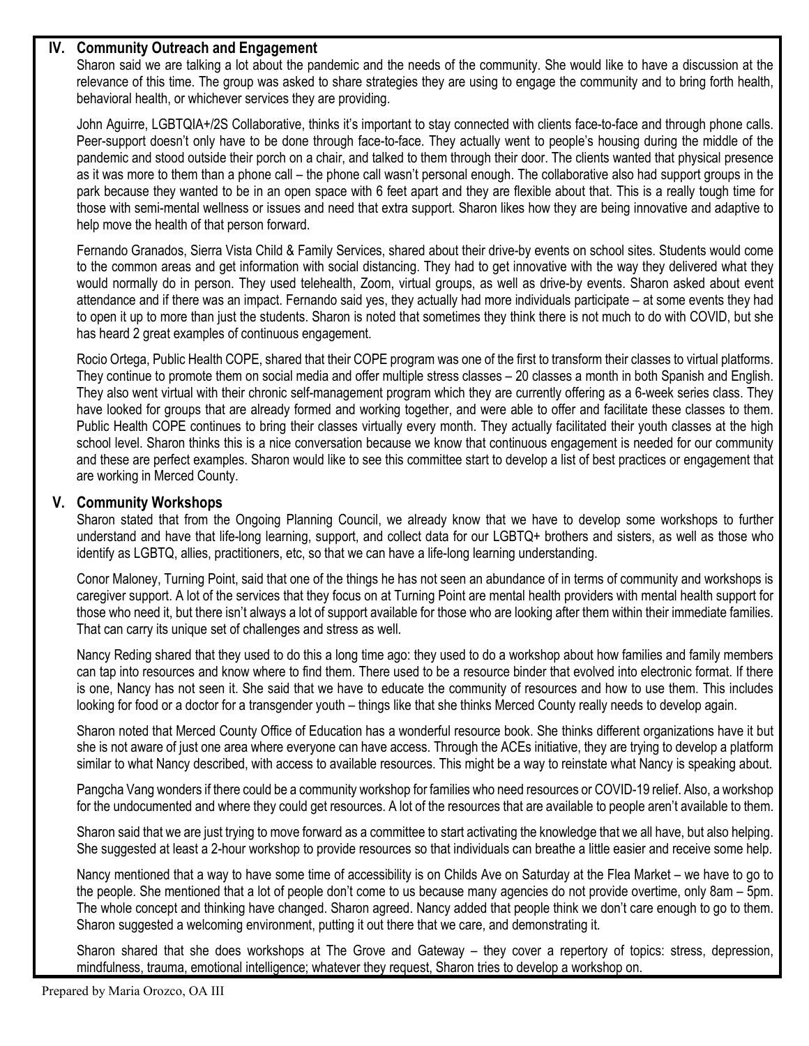## IV. Community Outreach and Engagement

Sharon said we are talking a lot about the pandemic and the needs of the community. She would like to have a discussion at the relevance of this time. The group was asked to share strategies they are using to engage the community and to bring forth health, behavioral health, or whichever services they are providing.

John Aguirre, LGBTQIA+/2S Collaborative, thinks it's important to stay connected with clients face-to-face and through phone calls. Peer-support doesn't only have to be done through face-to-face. They actually went to people's housing during the middle of the pandemic and stood outside their porch on a chair, and talked to them through their door. The clients wanted that physical presence as it was more to them than a phone call – the phone call wasn't personal enough. The collaborative also had support groups in the park because they wanted to be in an open space with 6 feet apart and they are flexible about that. This is a really tough time for those with semi-mental wellness or issues and need that extra support. Sharon likes how they are being innovative and adaptive to help move the health of that person forward.

Fernando Granados, Sierra Vista Child & Family Services, shared about their drive-by events on school sites. Students would come to the common areas and get information with social distancing. They had to get innovative with the way they delivered what they would normally do in person. They used telehealth, Zoom, virtual groups, as well as drive-by events. Sharon asked about event attendance and if there was an impact. Fernando said yes, they actually had more individuals participate – at some events they had to open it up to more than just the students. Sharon is noted that sometimes they think there is not much to do with COVID, but she has heard 2 great examples of continuous engagement.

Rocio Ortega, Public Health COPE, shared that their COPE program was one of the first to transform their classes to virtual platforms. They continue to promote them on social media and offer multiple stress classes – 20 classes a month in both Spanish and English. They also went virtual with their chronic self-management program which they are currently offering as a 6-week series class. They have looked for groups that are already formed and working together, and were able to offer and facilitate these classes to them. Public Health COPE continues to bring their classes virtually every month. They actually facilitated their youth classes at the high school level. Sharon thinks this is a nice conversation because we know that continuous engagement is needed for our community and these are perfect examples. Sharon would like to see this committee start to develop a list of best practices or engagement that are working in Merced County.

## V. Community Workshops

Sharon stated that from the Ongoing Planning Council, we already know that we have to develop some workshops to further understand and have that life-long learning, support, and collect data for our LGBTQ+ brothers and sisters, as well as those who identify as LGBTQ, allies, practitioners, etc, so that we can have a life-long learning understanding.

Conor Maloney, Turning Point, said that one of the things he has not seen an abundance of in terms of community and workshops is caregiver support. A lot of the services that they focus on at Turning Point are mental health providers with mental health support for those who need it, but there isn't always a lot of support available for those who are looking after them within their immediate families. That can carry its unique set of challenges and stress as well.

Nancy Reding shared that they used to do this a long time ago: they used to do a workshop about how families and family members can tap into resources and know where to find them. There used to be a resource binder that evolved into electronic format. If there is one, Nancy has not seen it. She said that we have to educate the community of resources and how to use them. This includes looking for food or a doctor for a transgender youth – things like that she thinks Merced County really needs to develop again.

Sharon noted that Merced County Office of Education has a wonderful resource book. She thinks different organizations have it but she is not aware of just one area where everyone can have access. Through the ACEs initiative, they are trying to develop a platform similar to what Nancy described, with access to available resources. This might be a way to reinstate what Nancy is speaking about.

Pangcha Vang wonders if there could be a community workshop for families who need resources or COVID-19 relief. Also, a workshop for the undocumented and where they could get resources. A lot of the resources that are available to people aren't available to them.

Sharon said that we are just trying to move forward as a committee to start activating the knowledge that we all have, but also helping. She suggested at least a 2-hour workshop to provide resources so that individuals can breathe a little easier and receive some help.

Nancy mentioned that a way to have some time of accessibility is on Childs Ave on Saturday at the Flea Market – we have to go to the people. She mentioned that a lot of people don't come to us because many agencies do not provide overtime, only 8am – 5pm. The whole concept and thinking have changed. Sharon agreed. Nancy added that people think we don't care enough to go to them. Sharon suggested a welcoming environment, putting it out there that we care, and demonstrating it.

Sharon shared that she does workshops at The Grove and Gateway – they cover a repertory of topics: stress, depression, mindfulness, trauma, emotional intelligence; whatever they request, Sharon tries to develop a workshop on.

Prepared by Maria Orozco, OA III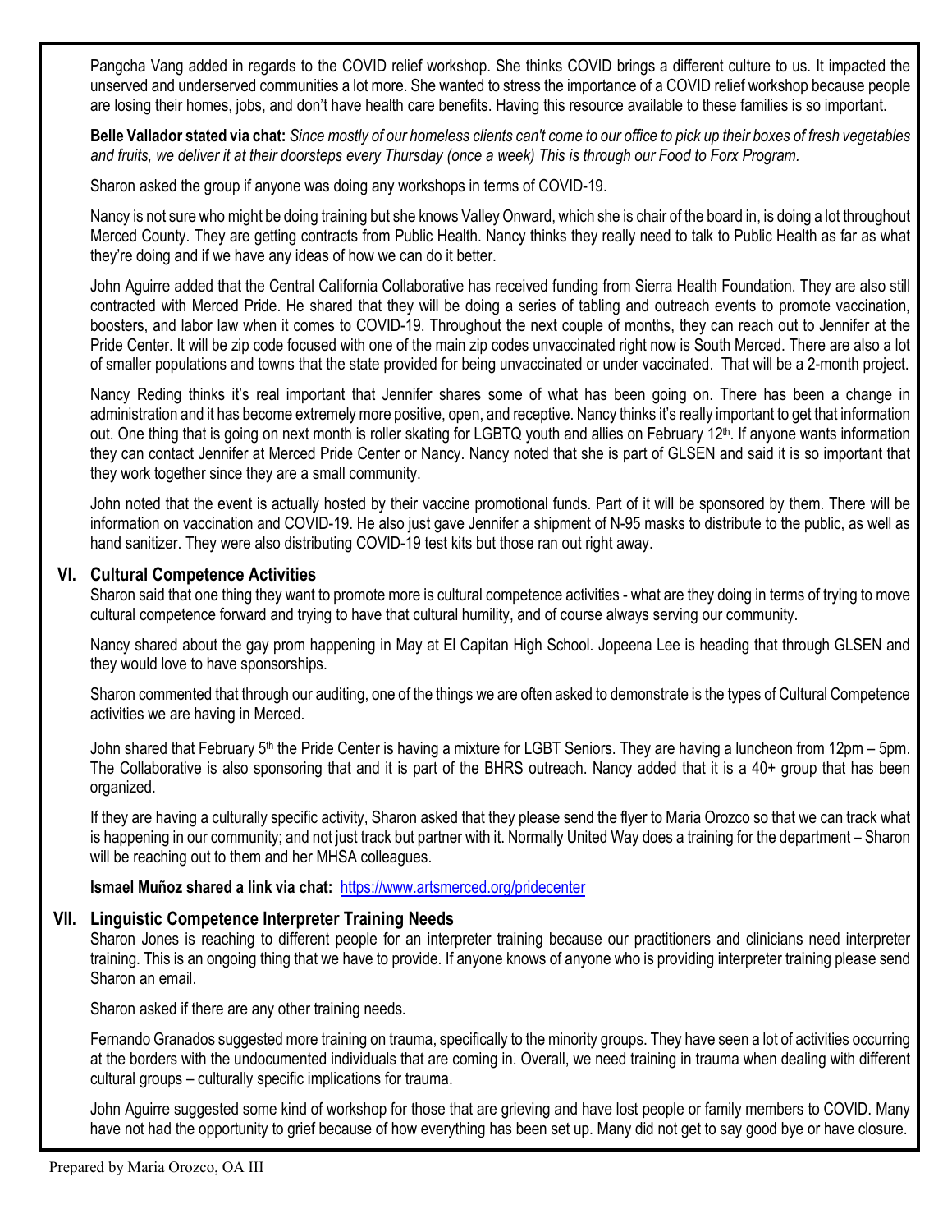Pangcha Vang added in regards to the COVID relief workshop. She thinks COVID brings a different culture to us. It impacted the unserved and underserved communities a lot more. She wanted to stress the importance of a COVID relief workshop because people are losing their homes, jobs, and don't have health care benefits. Having this resource available to these families is so important.

**Belle Vallador stated via chat:** *Since mostly of our homeless clients can't come to our office to pick up their boxes of fresh vegetables and fruits, we deliver it at their doorsteps every Thursday (once a week) This is through our Food to Forx Program.*

Sharon asked the group if anyone was doing any workshops in terms of COVID-19.

Nancy is not sure who might be doing training but she knows Valley Onward, which she is chair of the board in, is doing a lot throughout Merced County. They are getting contracts from Public Health. Nancy thinks they really need to talk to Public Health as far as what they're doing and if we have any ideas of how we can do it better.

John Aguirre added that the Central California Collaborative has received funding from Sierra Health Foundation. They are also still contracted with Merced Pride. He shared that they will be doing a series of tabling and outreach events to promote vaccination, boosters, and labor law when it comes to COVID-19. Throughout the next couple of months, they can reach out to Jennifer at the Pride Center. It will be zip code focused with one of the main zip codes unvaccinated right now is South Merced. There are also a lot of smaller populations and towns that the state provided for being unvaccinated or under vaccinated. That will be a 2-month project.

Nancy Reding thinks it's real important that Jennifer shares some of what has been going on. There has been a change in administration and it has become extremely more positive, open, and receptive. Nancy thinks it's really important to get that information out. One thing that is going on next month is roller skating for LGBTQ youth and allies on February 12th. If anyone wants information they can contact Jennifer at Merced Pride Center or Nancy. Nancy noted that she is part of GLSEN and said it is so important that they work together since they are a small community.

John noted that the event is actually hosted by their vaccine promotional funds. Part of it will be sponsored by them. There will be information on vaccination and COVID-19. He also just gave Jennifer a shipment of N-95 masks to distribute to the public, as well as hand sanitizer. They were also distributing COVID-19 test kits but those ran out right away.

## VI. Cultural Competence Activities

Sharon said that one thing they want to promote more is cultural competence activities - what are they doing in terms of trying to move cultural competence forward and trying to have that cultural humility, and of course always serving our community.

Nancy shared about the gay prom happening in May at El Capitan High School. Jopeena Lee is heading that through GLSEN and they would love to have sponsorships.

Sharon commented that through our auditing, one of the things we are often asked to demonstrate is the types of Cultural Competence activities we are having in Merced.

John shared that February 5th the Pride Center is having a mixture for LGBT Seniors. They are having a luncheon from 12pm – 5pm. The Collaborative is also sponsoring that and it is part of the BHRS outreach. Nancy added that it is a 40+ group that has been organized.

If they are having a culturally specific activity, Sharon asked that they please send the flyer to Maria Orozco so that we can track what is happening in our community; and not just track but partner with it. Normally United Way does a training for the department – Sharon will be reaching out to them and her MHSA colleagues.

**Ismael Muñoz shared a link via chat:** https://www.artsmerced.org/pridecenter

## VII. Linguistic Competence Interpreter Training Needs

Sharon Jones is reaching to different people for an interpreter training because our practitioners and clinicians need interpreter training. This is an ongoing thing that we have to provide. If anyone knows of anyone who is providing interpreter training please send Sharon an email.

Sharon asked if there are any other training needs.

Fernando Granados suggested more training on trauma, specifically to the minority groups. They have seen a lot of activities occurring at the borders with the undocumented individuals that are coming in. Overall, we need training in trauma when dealing with different cultural groups – culturally specific implications for trauma.

John Aguirre suggested some kind of workshop for those that are grieving and have lost people or family members to COVID. Many have not had the opportunity to grief because of how everything has been set up. Many did not get to say good bye or have closure.

Prepared by Maria Orozco, OA III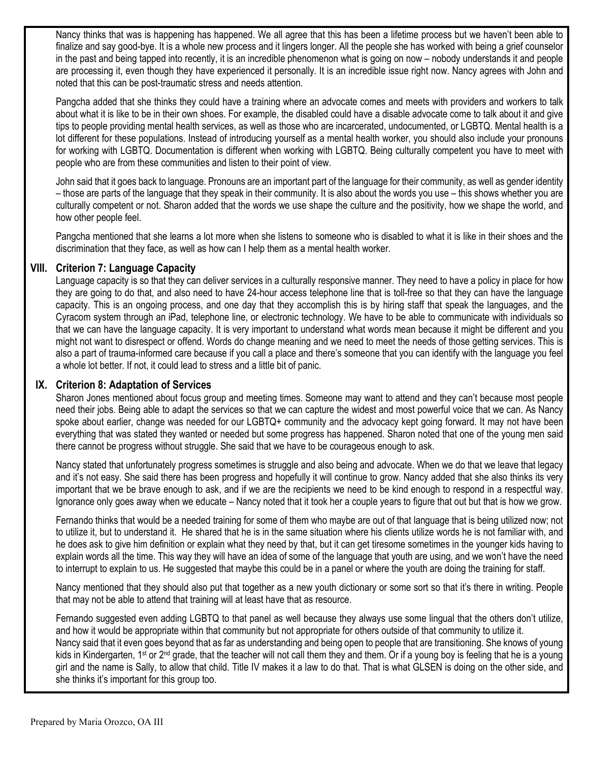Nancy thinks that was is happening has happened. We all agree that this has been a lifetime process but we haven't been able to finalize and say good-bye. It is a whole new process and it lingers longer. All the people she has worked with being a grief counselor in the past and being tapped into recently, it is an incredible phenomenon what is going on now – nobody understands it and people are processing it, even though they have experienced it personally. It is an incredible issue right now. Nancy agrees with John and noted that this can be post-traumatic stress and needs attention.

Pangcha added that she thinks they could have a training where an advocate comes and meets with providers and workers to talk about what it is like to be in their own shoes. For example, the disabled could have a disable advocate come to talk about it and give tips to people providing mental health services, as well as those who are incarcerated, undocumented, or LGBTQ. Mental health is a lot different for these populations. Instead of introducing yourself as a mental health worker, you should also include your pronouns for working with LGBTQ. Documentation is different when working with LGBTQ. Being culturally competent you have to meet with people who are from these communities and listen to their point of view.

John said that it goes back to language. Pronouns are an important part of the language for their community, as well as gender identity – those are parts of the language that they speak in their community. It is also about the words you use – this shows whether you are culturally competent or not. Sharon added that the words we use shape the culture and the positivity, how we shape the world, and how other people feel.

Pangcha mentioned that she learns a lot more when she listens to someone who is disabled to what it is like in their shoes and the discrimination that they face, as well as how can I help them as a mental health worker.

## VIII. Criterion 7: Language Capacity

Language capacity is so that they can deliver services in a culturally responsive manner. They need to have a policy in place for how they are going to do that, and also need to have 24-hour access telephone line that is toll-free so that they can have the language capacity. This is an ongoing process, and one day that they accomplish this is by hiring staff that speak the languages, and the Cyracom system through an iPad, telephone line, or electronic technology. We have to be able to communicate with individuals so that we can have the language capacity. It is very important to understand what words mean because it might be different and you might not want to disrespect or offend. Words do change meaning and we need to meet the needs of those getting services. This is also a part of trauma-informed care because if you call a place and there's someone that you can identify with the language you feel a whole lot better. If not, it could lead to stress and a little bit of panic.

## IX. Criterion 8: Adaptation of Services

Sharon Jones mentioned about focus group and meeting times. Someone may want to attend and they can't because most people need their jobs. Being able to adapt the services so that we can capture the widest and most powerful voice that we can. As Nancy spoke about earlier, change was needed for our LGBTQ+ community and the advocacy kept going forward. It may not have been everything that was stated they wanted or needed but some progress has happened. Sharon noted that one of the young men said there cannot be progress without struggle. She said that we have to be courageous enough to ask.

Nancy stated that unfortunately progress sometimes is struggle and also being and advocate. When we do that we leave that legacy and it's not easy. She said there has been progress and hopefully it will continue to grow. Nancy added that she also thinks its very important that we be brave enough to ask, and if we are the recipients we need to be kind enough to respond in a respectful way. Ignorance only goes away when we educate – Nancy noted that it took her a couple years to figure that out but that is how we grow.

Fernando thinks that would be a needed training for some of them who maybe are out of that language that is being utilized now; not to utilize it, but to understand it. He shared that he is in the same situation where his clients utilize words he is not familiar with, and he does ask to give him definition or explain what they need by that, but it can get tiresome sometimes in the younger kids having to explain words all the time. This way they will have an idea of some of the language that youth are using, and we won't have the need to interrupt to explain to us. He suggested that maybe this could be in a panel or where the youth are doing the training for staff.

Nancy mentioned that they should also put that together as a new youth dictionary or some sort so that it's there in writing. People that may not be able to attend that training will at least have that as resource.

Fernando suggested even adding LGBTQ to that panel as well because they always use some lingual that the others don't utilize, and how it would be appropriate within that community but not appropriate for others outside of that community to utilize it.

Nancy said that it even goes beyond that as far as understanding and being open to people that are transitioning. She knows of young kids in Kindergarten, 1st or 2nd grade, that the teacher will not call them they and them. Or if a young boy is feeling that he is a young girl and the name is Sally, to allow that child. Title IV makes it a law to do that. That is what GLSEN is doing on the other side, and she thinks it's important for this group too.

Prepared by Maria Orozco, OA III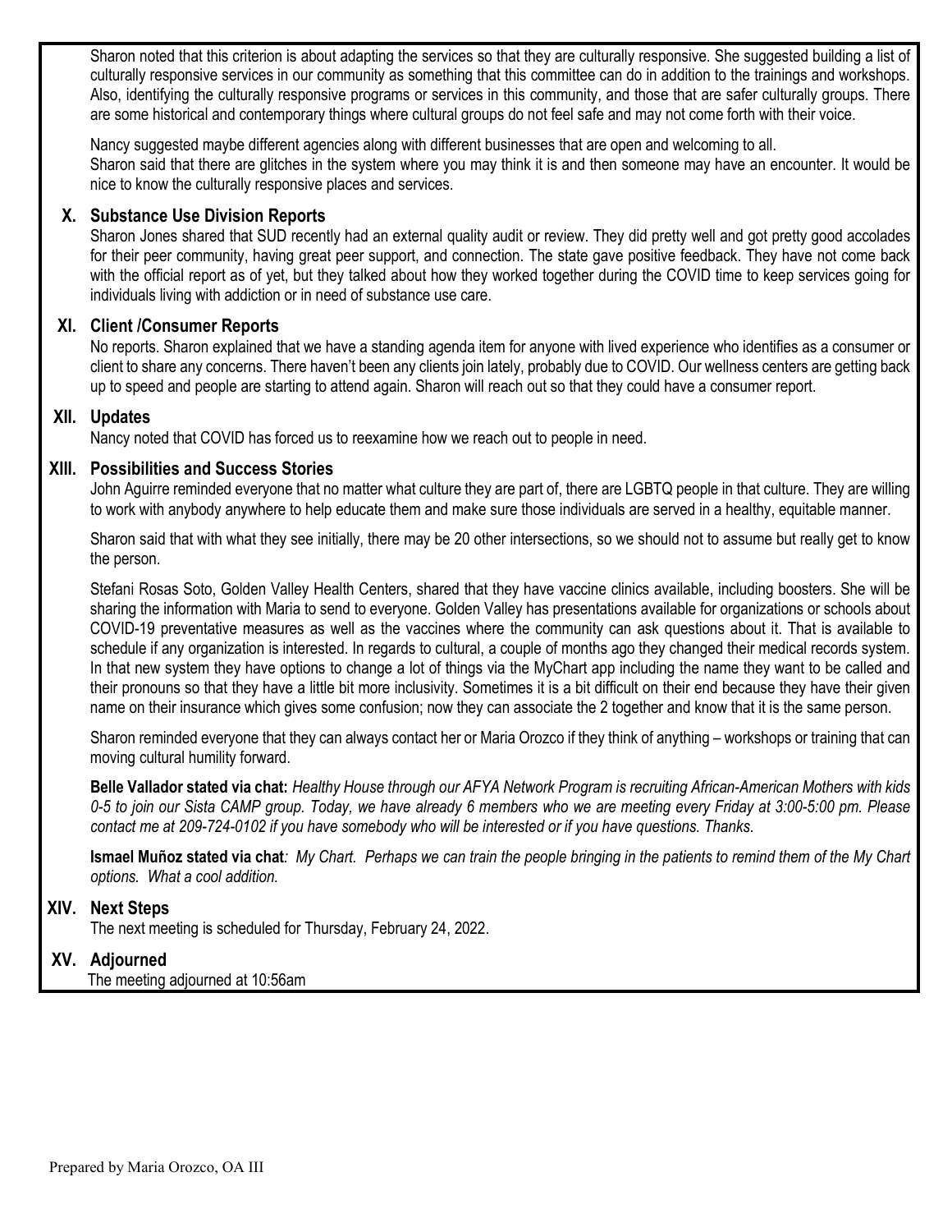Sharon noted that this criterion is about adapting the services so that they are culturally responsive. She suggested building a list of culturally responsive services in our community as something that this committee can do in addition to the trainings and workshops. Also, identifying the culturally responsive programs or services in this community, and those that are safer culturally groups. There are some historical and contemporary things where cultural groups do not feel safe and may not come forth with their voice.

Nancy suggested maybe different agencies along with different businesses that are open and welcoming to all.
Sharon said that there are glitches in the system where you may think it is and then someone may have an encounter. It would be nice to know the culturally responsive places and services.

## X. Substance Use Division Reports

Sharon Jones shared that SUD recently had an external quality audit or review. They did pretty well and got pretty good accolades for their peer community, having great peer support, and connection. The state gave positive feedback. They have not come back with the official report as of yet, but they talked about how they worked together during the COVID time to keep services going for individuals living with addiction or in need of substance use care.

## XI. Client /Consumer Reports

No reports. Sharon explained that we have a standing agenda item for anyone with lived experience who identifies as a consumer or client to share any concerns. There haven't been any clients join lately, probably due to COVID. Our wellness centers are getting back up to speed and people are starting to attend again. Sharon will reach out so that they could have a consumer report.

## XII. Updates

Nancy noted that COVID has forced us to reexamine how we reach out to people in need.

## XIII. Possibilities and Success Stories

John Aguirre reminded everyone that no matter what culture they are part of, there are LGBTQ people in that culture. They are willing to work with anybody anywhere to help educate them and make sure those individuals are served in a healthy, equitable manner.

Sharon said that with what they see initially, there may be 20 other intersections, so we should not to assume but really get to know the person.

Stefani Rosas Soto, Golden Valley Health Centers, shared that they have vaccine clinics available, including boosters. She will be sharing the information with Maria to send to everyone. Golden Valley has presentations available for organizations or schools about COVID-19 preventative measures as well as the vaccines where the community can ask questions about it. That is available to schedule if any organization is interested. In regards to cultural, a couple of months ago they changed their medical records system. In that new system they have options to change a lot of things via the MyChart app including the name they want to be called and their pronouns so that they have a little bit more inclusivity. Sometimes it is a bit difficult on their end because they have their given name on their insurance which gives some confusion; now they can associate the 2 together and know that it is the same person.

Sharon reminded everyone that they can always contact her or Maria Orozco if they think of anything – workshops or training that can moving cultural humility forward.

**Belle Vallador stated via chat:** *Healthy House through our AFYA Network Program is recruiting African-American Mothers with kids 0-5 to join our Sista CAMP group. Today, we have already 6 members who we are meeting every Friday at 3:00-5:00 pm. Please contact me at 209-724-0102 if you have somebody who will be interested or if you have questions. Thanks.*

**Ismael Muñoz stated via chat***: My Chart. Perhaps we can train the people bringing in the patients to remind them of the My Chart options. What a cool addition.*

## XIV. Next Steps

The next meeting is scheduled for Thursday, February 24, 2022.

## XV. Adjourned

The meeting adjourned at 10:56am

Prepared by Maria Orozco, OA III